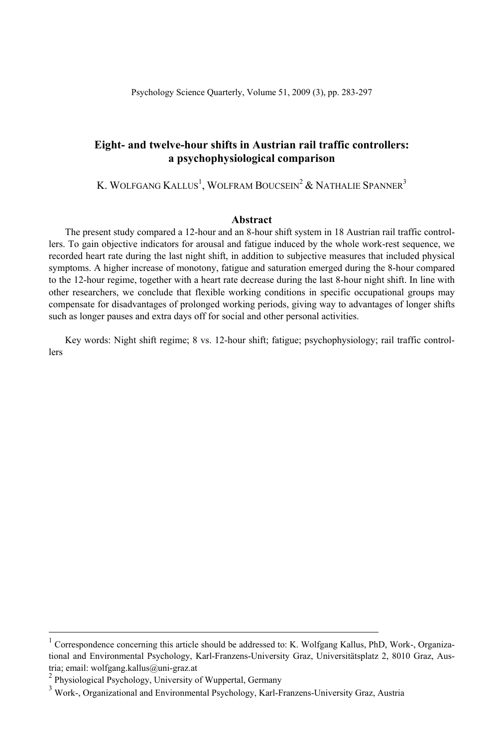# Eight- and twelve-hour shifts in Austrian rail traffic controllers: a psychophysiological comparison

K. Wolfgang Kallus[1], Wolfram Boucsein[2] & Nathalie Spanner[3]

## Abstract

The present study compared a 12-hour and an 8-hour shift system in 18 Austrian rail traffic controllers. To gain objective indicators for arousal and fatigue induced by the whole work-rest sequence, we recorded heart rate during the last night shift, in addition to subjective measures that included physical symptoms. A higher increase of monotony, fatigue and saturation emerged during the 8-hour compared to the 12-hour regime, together with a heart rate decrease during the last 8-hour night shift. In line with other researchers, we conclude that flexible working conditions in specific occupational groups may compensate for disadvantages of prolonged working periods, giving way to advantages of longer shifts such as longer pauses and extra days off for social and other personal activities.

Key words: Night shift regime; 8 vs. 12-hour shift; fatigue; psychophysiology; rail traffic controllers

---

[1] Correspondence concerning this article should be addressed to: K. Wolfgang Kallus, PhD, Work-, Organizational and Environmental Psychology, Karl-Franzens-University Graz, Universitätsplatz 2, 8010 Graz, Austria; email: wolfgang.kallus@uni-graz.at

[2] Physiological Psychology, University of Wuppertal, Germany

[3] Work-, Organizational and Environmental Psychology, Karl-Franzens-University Graz, Austria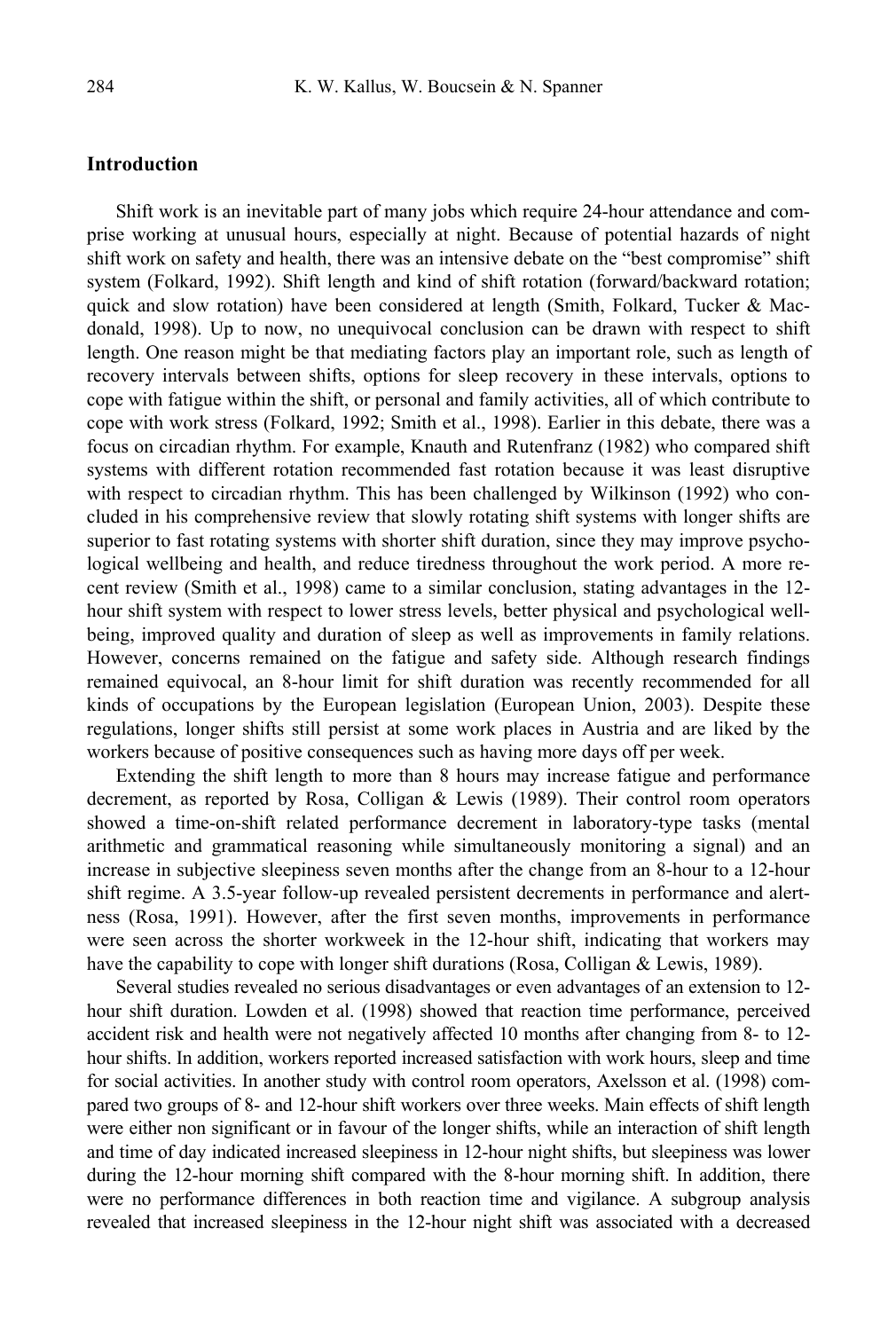## Introduction

Shift work is an inevitable part of many jobs which require 24-hour attendance and comprise working at unusual hours, especially at night. Because of potential hazards of night shift work on safety and health, there was an intensive debate on the "best compromise" shift system (Folkard, 1992). Shift length and kind of shift rotation (forward/backward rotation; quick and slow rotation) have been considered at length (Smith, Folkard, Tucker & Macdonald, 1998). Up to now, no unequivocal conclusion can be drawn with respect to shift length. One reason might be that mediating factors play an important role, such as length of recovery intervals between shifts, options for sleep recovery in these intervals, options to cope with fatigue within the shift, or personal and family activities, all of which contribute to cope with work stress (Folkard, 1992; Smith et al., 1998). Earlier in this debate, there was a focus on circadian rhythm. For example, Knauth and Rutenfranz (1982) who compared shift systems with different rotation recommended fast rotation because it was least disruptive with respect to circadian rhythm. This has been challenged by Wilkinson (1992) who concluded in his comprehensive review that slowly rotating shift systems with longer shifts are superior to fast rotating systems with shorter shift duration, since they may improve psychological wellbeing and health, and reduce tiredness throughout the work period. A more recent review (Smith et al., 1998) came to a similar conclusion, stating advantages in the 12-hour shift system with respect to lower stress levels, better physical and psychological wellbeing, improved quality and duration of sleep as well as improvements in family relations. However, concerns remained on the fatigue and safety side. Although research findings remained equivocal, an 8-hour limit for shift duration was recently recommended for all kinds of occupations by the European legislation (European Union, 2003). Despite these regulations, longer shifts still persist at some work places in Austria and are liked by the workers because of positive consequences such as having more days off per week.

Extending the shift length to more than 8 hours may increase fatigue and performance decrement, as reported by Rosa, Colligan & Lewis (1989). Their control room operators showed a time-on-shift related performance decrement in laboratory-type tasks (mental arithmetic and grammatical reasoning while simultaneously monitoring a signal) and an increase in subjective sleepiness seven months after the change from an 8-hour to a 12-hour shift regime. A 3.5-year follow-up revealed persistent decrements in performance and alertness (Rosa, 1991). However, after the first seven months, improvements in performance were seen across the shorter workweek in the 12-hour shift, indicating that workers may have the capability to cope with longer shift durations (Rosa, Colligan & Lewis, 1989).

Several studies revealed no serious disadvantages or even advantages of an extension to 12-hour shift duration. Lowden et al. (1998) showed that reaction time performance, perceived accident risk and health were not negatively affected 10 months after changing from 8- to 12-hour shifts. In addition, workers reported increased satisfaction with work hours, sleep and time for social activities. In another study with control room operators, Axelsson et al. (1998) compared two groups of 8- and 12-hour shift workers over three weeks. Main effects of shift length were either non significant or in favour of the longer shifts, while an interaction of shift length and time of day indicated increased sleepiness in 12-hour night shifts, but sleepiness was lower during the 12-hour morning shift compared with the 8-hour morning shift. In addition, there were no performance differences in both reaction time and vigilance. A subgroup analysis revealed that increased sleepiness in the 12-hour night shift was associated with a decreased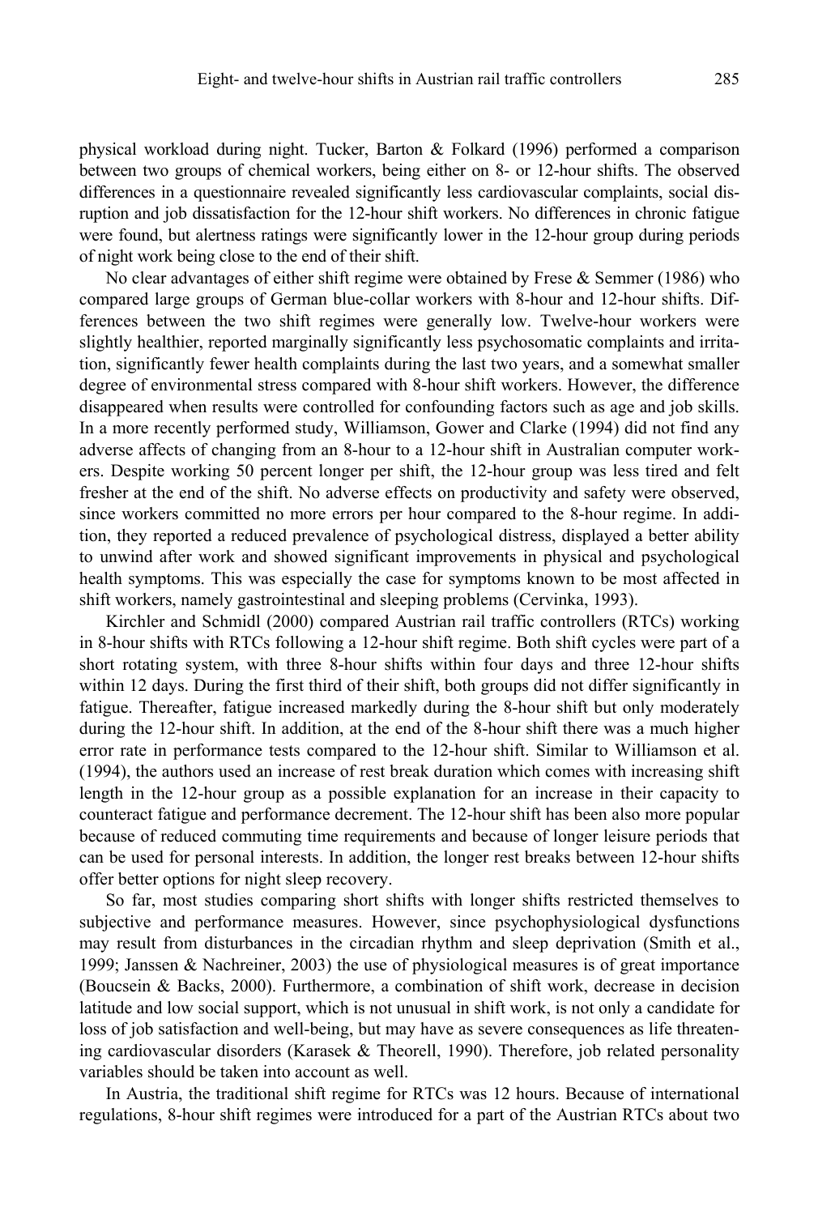physical workload during night. Tucker, Barton & Folkard (1996) performed a comparison between two groups of chemical workers, being either on 8- or 12-hour shifts. The observed differences in a questionnaire revealed significantly less cardiovascular complaints, social disruption and job dissatisfaction for the 12-hour shift workers. No differences in chronic fatigue were found, but alertness ratings were significantly lower in the 12-hour group during periods of night work being close to the end of their shift.

No clear advantages of either shift regime were obtained by Frese & Semmer (1986) who compared large groups of German blue-collar workers with 8-hour and 12-hour shifts. Differences between the two shift regimes were generally low. Twelve-hour workers were slightly healthier, reported marginally significantly less psychosomatic complaints and irritation, significantly fewer health complaints during the last two years, and a somewhat smaller degree of environmental stress compared with 8-hour shift workers. However, the difference disappeared when results were controlled for confounding factors such as age and job skills. In a more recently performed study, Williamson, Gower and Clarke (1994) did not find any adverse affects of changing from an 8-hour to a 12-hour shift in Australian computer workers. Despite working 50 percent longer per shift, the 12-hour group was less tired and felt fresher at the end of the shift. No adverse effects on productivity and safety were observed, since workers committed no more errors per hour compared to the 8-hour regime. In addition, they reported a reduced prevalence of psychological distress, displayed a better ability to unwind after work and showed significant improvements in physical and psychological health symptoms. This was especially the case for symptoms known to be most affected in shift workers, namely gastrointestinal and sleeping problems (Cervinka, 1993).

Kirchler and Schmidl (2000) compared Austrian rail traffic controllers (RTCs) working in 8-hour shifts with RTCs following a 12-hour shift regime. Both shift cycles were part of a short rotating system, with three 8-hour shifts within four days and three 12-hour shifts within 12 days. During the first third of their shift, both groups did not differ significantly in fatigue. Thereafter, fatigue increased markedly during the 8-hour shift but only moderately during the 12-hour shift. In addition, at the end of the 8-hour shift there was a much higher error rate in performance tests compared to the 12-hour shift. Similar to Williamson et al. (1994), the authors used an increase of rest break duration which comes with increasing shift length in the 12-hour group as a possible explanation for an increase in their capacity to counteract fatigue and performance decrement. The 12-hour shift has been also more popular because of reduced commuting time requirements and because of longer leisure periods that can be used for personal interests. In addition, the longer rest breaks between 12-hour shifts offer better options for night sleep recovery.

So far, most studies comparing short shifts with longer shifts restricted themselves to subjective and performance measures. However, since psychophysiological dysfunctions may result from disturbances in the circadian rhythm and sleep deprivation (Smith et al., 1999; Janssen & Nachreiner, 2003) the use of physiological measures is of great importance (Boucsein & Backs, 2000). Furthermore, a combination of shift work, decrease in decision latitude and low social support, which is not unusual in shift work, is not only a candidate for loss of job satisfaction and well-being, but may have as severe consequences as life threatening cardiovascular disorders (Karasek & Theorell, 1990). Therefore, job related personality variables should be taken into account as well.

In Austria, the traditional shift regime for RTCs was 12 hours. Because of international regulations, 8-hour shift regimes were introduced for a part of the Austrian RTCs about two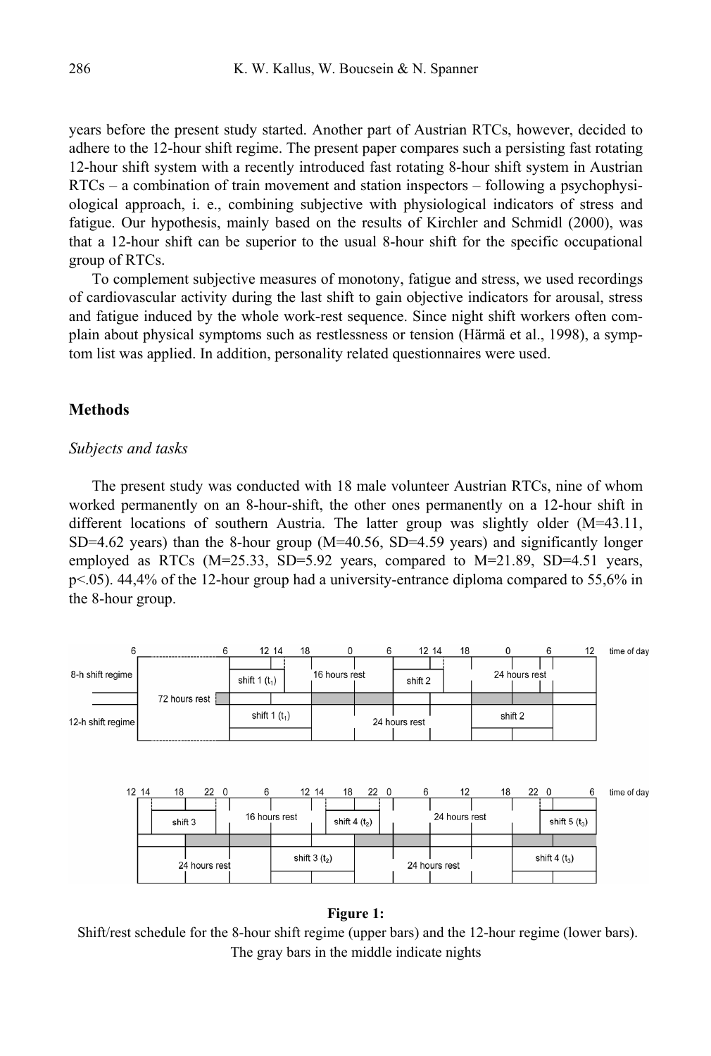years before the present study started. Another part of Austrian RTCs, however, decided to adhere to the 12-hour shift regime. The present paper compares such a persisting fast rotating 12-hour shift system with a recently introduced fast rotating 8-hour shift system in Austrian RTCs – a combination of train movement and station inspectors – following a psychophysiological approach, i. e., combining subjective with physiological indicators of stress and fatigue. Our hypothesis, mainly based on the results of Kirchler and Schmidl (2000), was that a 12-hour shift can be superior to the usual 8-hour shift for the specific occupational group of RTCs.

To complement subjective measures of monotony, fatigue and stress, we used recordings of cardiovascular activity during the last shift to gain objective indicators for arousal, stress and fatigue induced by the whole work-rest sequence. Since night shift workers often complain about physical symptoms such as restlessness or tension (Härmä et al., 1998), a symptom list was applied. In addition, personality related questionnaires were used.

## Methods

### *Subjects and tasks*

The present study was conducted with 18 male volunteer Austrian RTCs, nine of whom worked permanently on an 8-hour-shift, the other ones permanently on a 12-hour shift in different locations of southern Austria. The latter group was slightly older (M=43.11, SD=4.62 years) than the 8-hour group (M=40.56, SD=4.59 years) and significantly longer employed as RTCs (M=25.33, SD=5.92 years, compared to M=21.89, SD=4.51 years, $p<.05$). 44,4% of the 12-hour group had a university-entrance diploma compared to 55,6% in the 8-hour group.

**Figure 1:**
Shift/rest schedule for the 8-hour shift regime (upper bars) and the 12-hour regime (lower bars). The gray bars in the middle indicate nights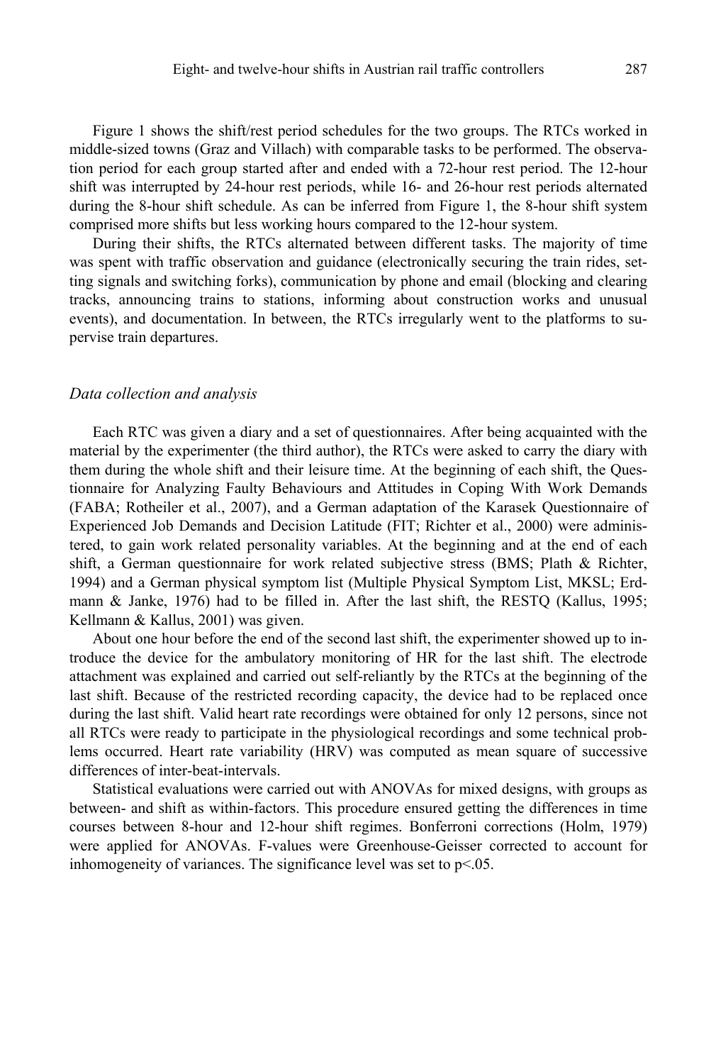Figure 1 shows the shift/rest period schedules for the two groups. The RTCs worked in middle-sized towns (Graz and Villach) with comparable tasks to be performed. The observation period for each group started after and ended with a 72-hour rest period. The 12-hour shift was interrupted by 24-hour rest periods, while 16- and 26-hour rest periods alternated during the 8-hour shift schedule. As can be inferred from Figure 1, the 8-hour shift system comprised more shifts but less working hours compared to the 12-hour system.

During their shifts, the RTCs alternated between different tasks. The majority of time was spent with traffic observation and guidance (electronically securing the train rides, setting signals and switching forks), communication by phone and email (blocking and clearing tracks, announcing trains to stations, informing about construction works and unusual events), and documentation. In between, the RTCs irregularly went to the platforms to supervise train departures.

### *Data collection and analysis*

Each RTC was given a diary and a set of questionnaires. After being acquainted with the material by the experimenter (the third author), the RTCs were asked to carry the diary with them during the whole shift and their leisure time. At the beginning of each shift, the Questionnaire for Analyzing Faulty Behaviours and Attitudes in Coping With Work Demands (FABA; Rotheiler et al., 2007), and a German adaptation of the Karasek Questionnaire of Experienced Job Demands and Decision Latitude (FIT; Richter et al., 2000) were administered, to gain work related personality variables. At the beginning and at the end of each shift, a German questionnaire for work related subjective stress (BMS; Plath & Richter, 1994) and a German physical symptom list (Multiple Physical Symptom List, MKSL; Erdmann & Janke, 1976) had to be filled in. After the last shift, the RESTQ (Kallus, 1995; Kellmann & Kallus, 2001) was given.

About one hour before the end of the second last shift, the experimenter showed up to introduce the device for the ambulatory monitoring of HR for the last shift. The electrode attachment was explained and carried out self-reliantly by the RTCs at the beginning of the last shift. Because of the restricted recording capacity, the device had to be replaced once during the last shift. Valid heart rate recordings were obtained for only 12 persons, since not all RTCs were ready to participate in the physiological recordings and some technical problems occurred. Heart rate variability (HRV) was computed as mean square of successive differences of inter-beat-intervals.

Statistical evaluations were carried out with ANOVAs for mixed designs, with groups as between- and shift as within-factors. This procedure ensured getting the differences in time courses between 8-hour and 12-hour shift regimes. Bonferroni corrections (Holm, 1979) were applied for ANOVAs. F-values were Greenhouse-Geisser corrected to account for inhomogeneity of variances. The significance level was set to $p<.05$.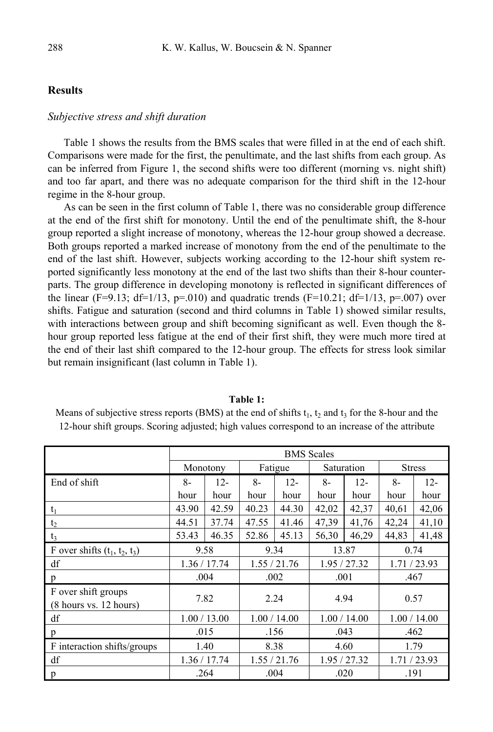## Results

### *Subjective stress and shift duration*

Table 1 shows the results from the BMS scales that were filled in at the end of each shift. Comparisons were made for the first, the penultimate, and the last shifts from each group. As can be inferred from Figure 1, the second shifts were too different (morning vs. night shift) and too far apart, and there was no adequate comparison for the third shift in the 12-hour regime in the 8-hour group.

As can be seen in the first column of Table 1, there was no considerable group difference at the end of the first shift for monotony. Until the end of the penultimate shift, the 8-hour group reported a slight increase of monotony, whereas the 12-hour group showed a decrease. Both groups reported a marked increase of monotony from the end of the penultimate to the end of the last shift. However, subjects working according to the 12-hour shift system reported significantly less monotony at the end of the last two shifts than their 8-hour counterparts. The group difference in developing monotony is reflected in significant differences of the linear ($F=9.13$; $df=1/13$, $p=.010$) and quadratic trends ($F=10.21$; $df=1/13$, $p=.007$) over shifts. Fatigue and saturation (second and third columns in Table 1) showed similar results, with interactions between group and shift becoming significant as well. Even though the 8-hour group reported less fatigue at the end of their first shift, they were much more tired at the end of their last shift compared to the 12-hour group. The effects for stress look similar but remain insignificant (last column in Table 1).

**Table 1:**

Means of subjective stress reports (BMS) at the end of shifts $t_1$, $t_2$ and $t_3$ for the 8-hour and the 12-hour shift groups. Scoring adjusted; high values correspond to an increase of the attribute

| | BMS Scales | | | | | | | |
|---|---|---|---|---|---|---|---|---|
| | Monotony | | Fatigue | | Saturation | | Stress | |
| End of shift | 8-hour | 12-hour | 8-hour | 12-hour | 8-hour | 12-hour | 8-hour | 12-hour |
| $t_1$ | 43.90 | 42.59 | 40.23 | 44.30 | 42,02 | 42,37 | 40,61 | 42,06 |
| $t_2$ | 44.51 | 37.74 | 47.55 | 41.46 | 47,39 | 41,76 | 42,24 | 41,10 |
| $t_3$ | 53.43 | 46.35 | 52.86 | 45.13 | 56,30 | 46,29 | 44,83 | 41,48 |
| F over shifts ($t_1$, $t_2$, $t_3$) | 9.58 | | 9.34 | | 13.87 | | 0.74 | |
| df | 1.36 / 17.74 | | 1.55 / 21.76 | | 1.95 / 27.32 | | 1.71 / 23.93 | |
| p | .004 | | .002 | | .001 | | .467 | |
| F over shift groups (8 hours vs. 12 hours) | 7.82 | | 2.24 | | 4.94 | | 0.57 | |
| df | 1.00 / 13.00 | | 1.00 / 14.00 | | 1.00 / 14.00 | | 1.00 / 14.00 | |
| p | .015 | | .156 | | .043 | | .462 | |
| F interaction shifts/groups | 1.40 | | 8.38 | | 4.60 | | 1.79 | |
| df | 1.36 / 17.74 | | 1.55 / 21.76 | | 1.95 / 27.32 | | 1.71 / 23.93 | |
| p | .264 | | .004 | | .020 | | .191 | |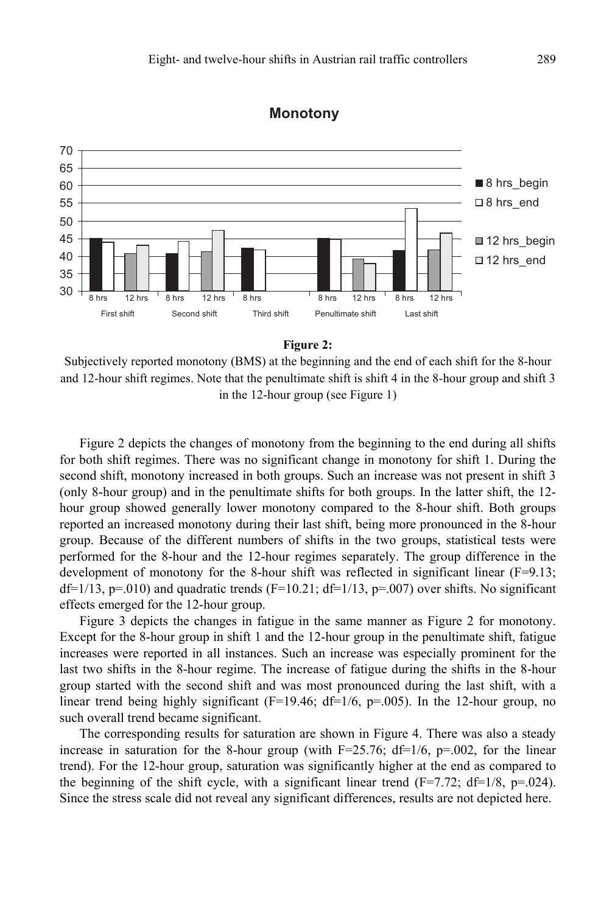**Figure 2:**
Subjectively reported monotony (BMS) at the beginning and the end of each shift for the 8-hour and 12-hour shift regimes. Note that the penultimate shift is shift 4 in the 8-hour group and shift 3 in the 12-hour group (see Figure 1)

Figure 2 depicts the changes of monotony from the beginning to the end during all shifts for both shift regimes. There was no significant change in monotony for shift 1. During the second shift, monotony increased in both groups. Such an increase was not present in shift 3 (only 8-hour group) and in the penultimate shifts for both groups. In the latter shift, the 12-hour group showed generally lower monotony compared to the 8-hour shift. Both groups reported an increased monotony during their last shift, being more pronounced in the 8-hour group. Because of the different numbers of shifts in the two groups, statistical tests were performed for the 8-hour and the 12-hour regimes separately. The group difference in the development of monotony for the 8-hour shift was reflected in significant linear ($F=9.13$; $df=1/13$, $p=.010$) and quadratic trends ($F=10.21$; $df=1/13$, $p=.007$) over shifts. No significant effects emerged for the 12-hour group.

Figure 3 depicts the changes in fatigue in the same manner as Figure 2 for monotony. Except for the 8-hour group in shift 1 and the 12-hour group in the penultimate shift, fatigue increases were reported in all instances. Such an increase was especially prominent for the last two shifts in the 8-hour regime. The increase of fatigue during the shifts in the 8-hour group started with the second shift and was most pronounced during the last shift, with a linear trend being highly significant ($F=19.46$; $df=1/6$, $p=.005$). In the 12-hour group, no such overall trend became significant.

The corresponding results for saturation are shown in Figure 4. There was also a steady increase in saturation for the 8-hour group (with $F=25.76$; $df=1/6$, $p=.002$, for the linear trend). For the 12-hour group, saturation was significantly higher at the end as compared to the beginning of the shift cycle, with a significant linear trend ($F=7.72$; $df=1/8$, $p=.024$). Since the stress scale did not reveal any significant differences, results are not depicted here.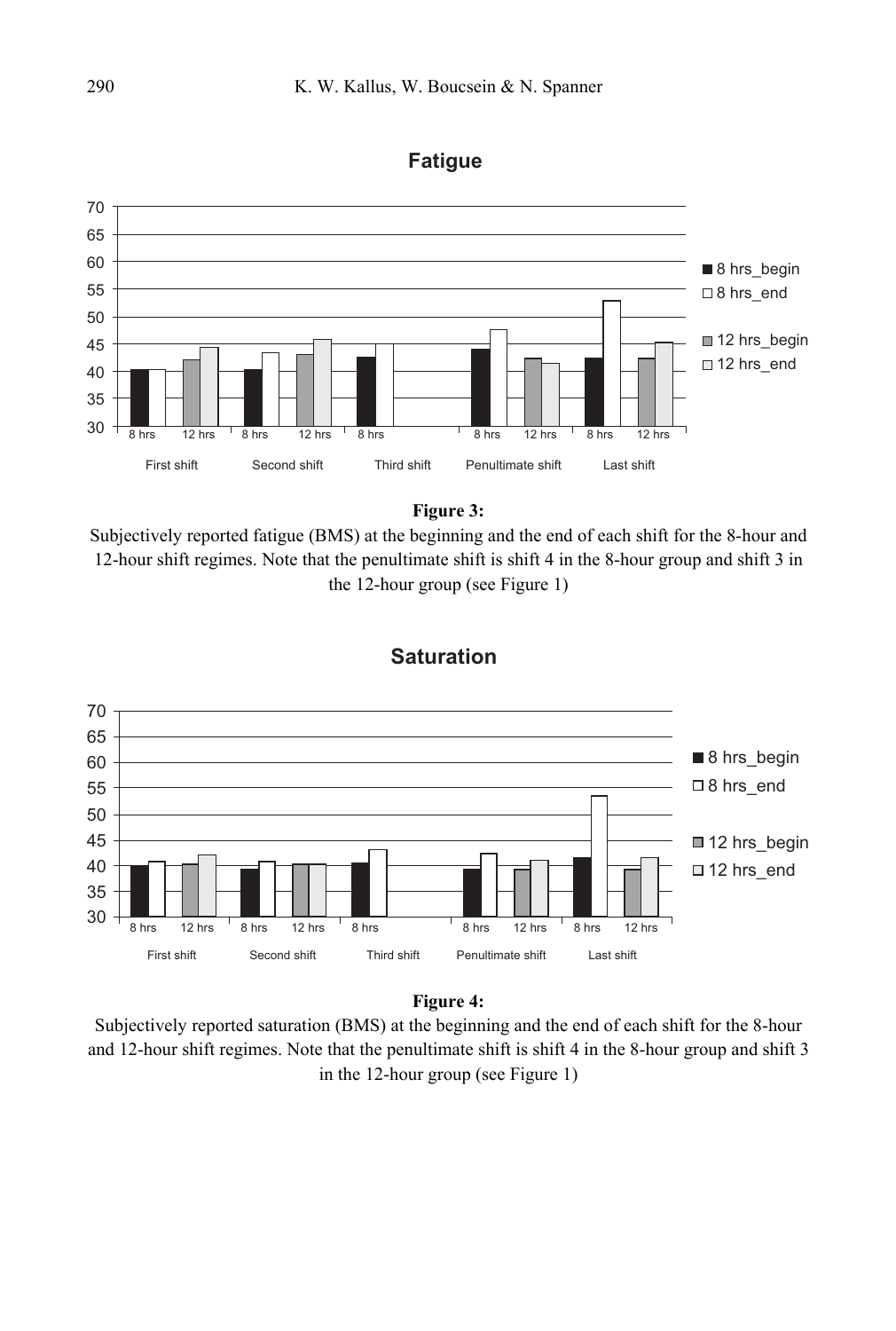**Figure 3:**
Subjectively reported fatigue (BMS) at the beginning and the end of each shift for the 8-hour and 12-hour shift regimes. Note that the penultimate shift is shift 4 in the 8-hour group and shift 3 in the 12-hour group (see Figure 1)

**Figure 4:**
Subjectively reported saturation (BMS) at the beginning and the end of each shift for the 8-hour and 12-hour shift regimes. Note that the penultimate shift is shift 4 in the 8-hour group and shift 3 in the 12-hour group (see Figure 1)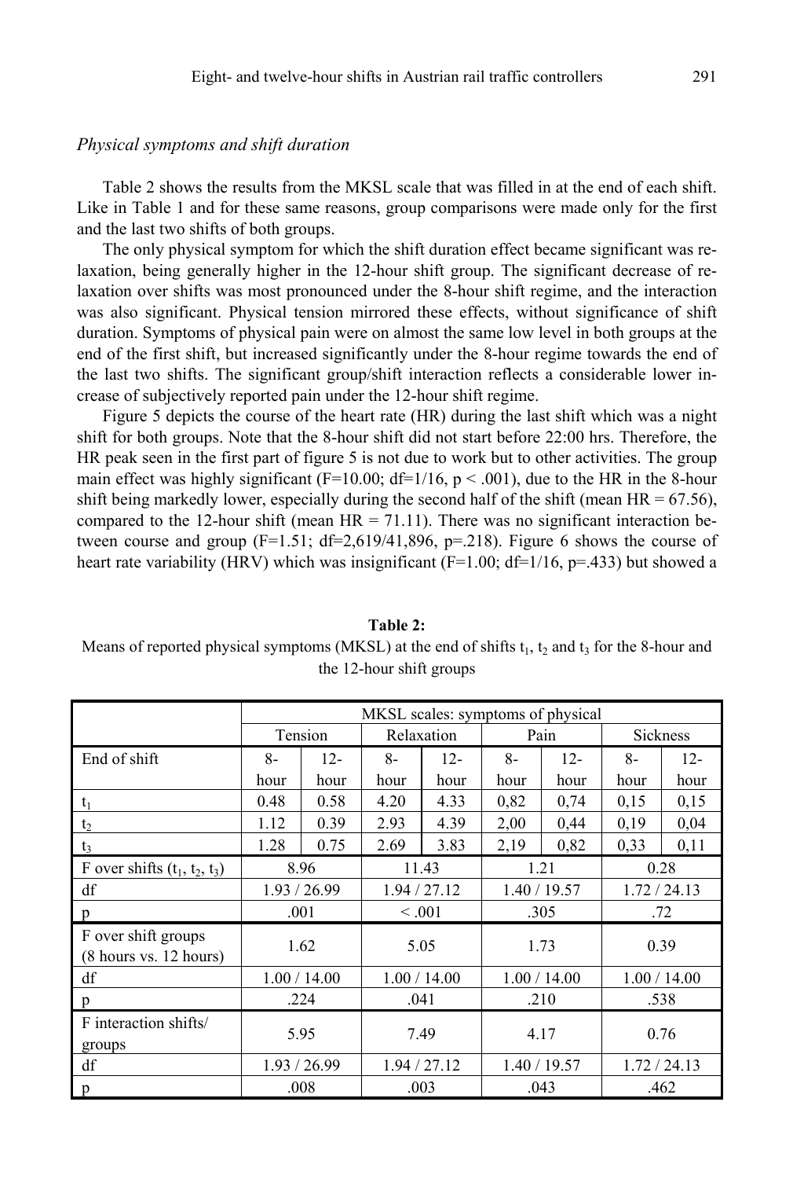### *Physical symptoms and shift duration*

Table 2 shows the results from the MKSL scale that was filled in at the end of each shift. Like in Table 1 and for these same reasons, group comparisons were made only for the first and the last two shifts of both groups.

The only physical symptom for which the shift duration effect became significant was relaxation, being generally higher in the 12-hour shift group. The significant decrease of relaxation over shifts was most pronounced under the 8-hour shift regime, and the interaction was also significant. Physical tension mirrored these effects, without significance of shift duration. Symptoms of physical pain were on almost the same low level in both groups at the end of the first shift, but increased significantly under the 8-hour regime towards the end of the last two shifts. The significant group/shift interaction reflects a considerable lower increase of subjectively reported pain under the 12-hour shift regime.

Figure 5 depicts the course of the heart rate (HR) during the last shift which was a night shift for both groups. Note that the 8-hour shift did not start before 22:00 hrs. Therefore, the HR peak seen in the first part of figure 5 is not due to work but to other activities. The group main effect was highly significant ($F=10.00$; $df=1/16$, $p < .001$), due to the HR in the 8-hour shift being markedly lower, especially during the second half of the shift (mean HR = 67.56), compared to the 12-hour shift (mean HR = 71.11). There was no significant interaction between course and group ($F=1.51$; $df=2{,}619/41{,}896$, $p=.218$). Figure 6 shows the course of heart rate variability (HRV) which was insignificant ($F=1.00$; $df=1/16$, $p=.433$) but showed a

**Table 2:**
Means of reported physical symptoms (MKSL) at the end of shifts $t_1$, $t_2$ and $t_3$ for the 8-hour and the 12-hour shift groups

| | MKSL scales: symptoms of physical | | | | | | | |
|---|---|---|---|---|---|---|---|---|
| | Tension | | Relaxation | | Pain | | Sickness | |
| End of shift | 8-hour | 12-hour | 8-hour | 12-hour | 8-hour | 12-hour | 8-hour | 12-hour |
| $t_1$ | 0.48 | 0.58 | 4.20 | 4.33 | 0,82 | 0,74 | 0,15 | 0,15 |
| $t_2$ | 1.12 | 0.39 | 2.93 | 4.39 | 2,00 | 0,44 | 0,19 | 0,04 |
| $t_3$ | 1.28 | 0.75 | 2.69 | 3.83 | 2,19 | 0,82 | 0,33 | 0,11 |
| F over shifts ($t_1$, $t_2$, $t_3$) | 8.96 | | 11.43 | | 1.21 | | 0.28 | |
| df | 1.93 / 26.99 | | 1.94 / 27.12 | | 1.40 / 19.57 | | 1.72 / 24.13 | |
| p | .001 | | < .001 | | .305 | | .72 | |
| F over shift groups (8 hours vs. 12 hours) | 1.62 | | 5.05 | | 1.73 | | 0.39 | |
| df | 1.00 / 14.00 | | 1.00 / 14.00 | | 1.00 / 14.00 | | 1.00 / 14.00 | |
| p | .224 | | .041 | | .210 | | .538 | |
| F interaction shifts/ groups | 5.95 | | 7.49 | | 4.17 | | 0.76 | |
| df | 1.93 / 26.99 | | 1.94 / 27.12 | | 1.40 / 19.57 | | 1.72 / 24.13 | |
| p | .008 | | .003 | | .043 | | .462 | |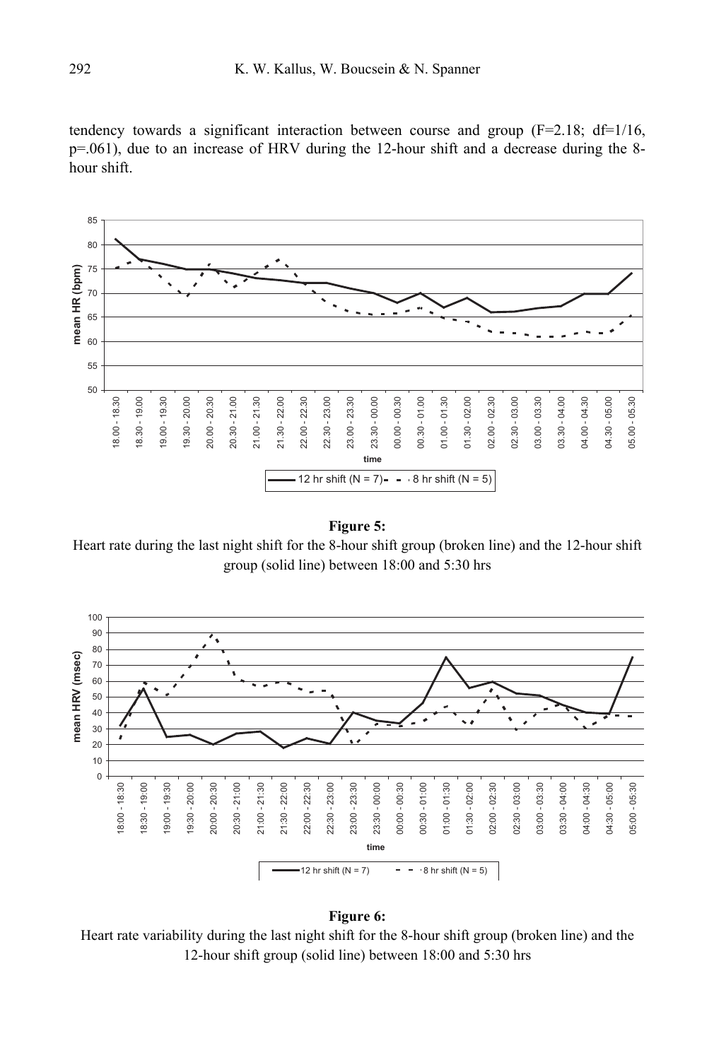tendency towards a significant interaction between course and group ($F=2.18$; $df=1/16$, $p=.061$), due to an increase of HRV during the 12-hour shift and a decrease during the 8-hour shift.

**Figure 5:**
Heart rate during the last night shift for the 8-hour shift group (broken line) and the 12-hour shift group (solid line) between 18:00 and 5:30 hrs

**Figure 6:**
Heart rate variability during the last night shift for the 8-hour shift group (broken line) and the 12-hour shift group (solid line) between 18:00 and 5:30 hrs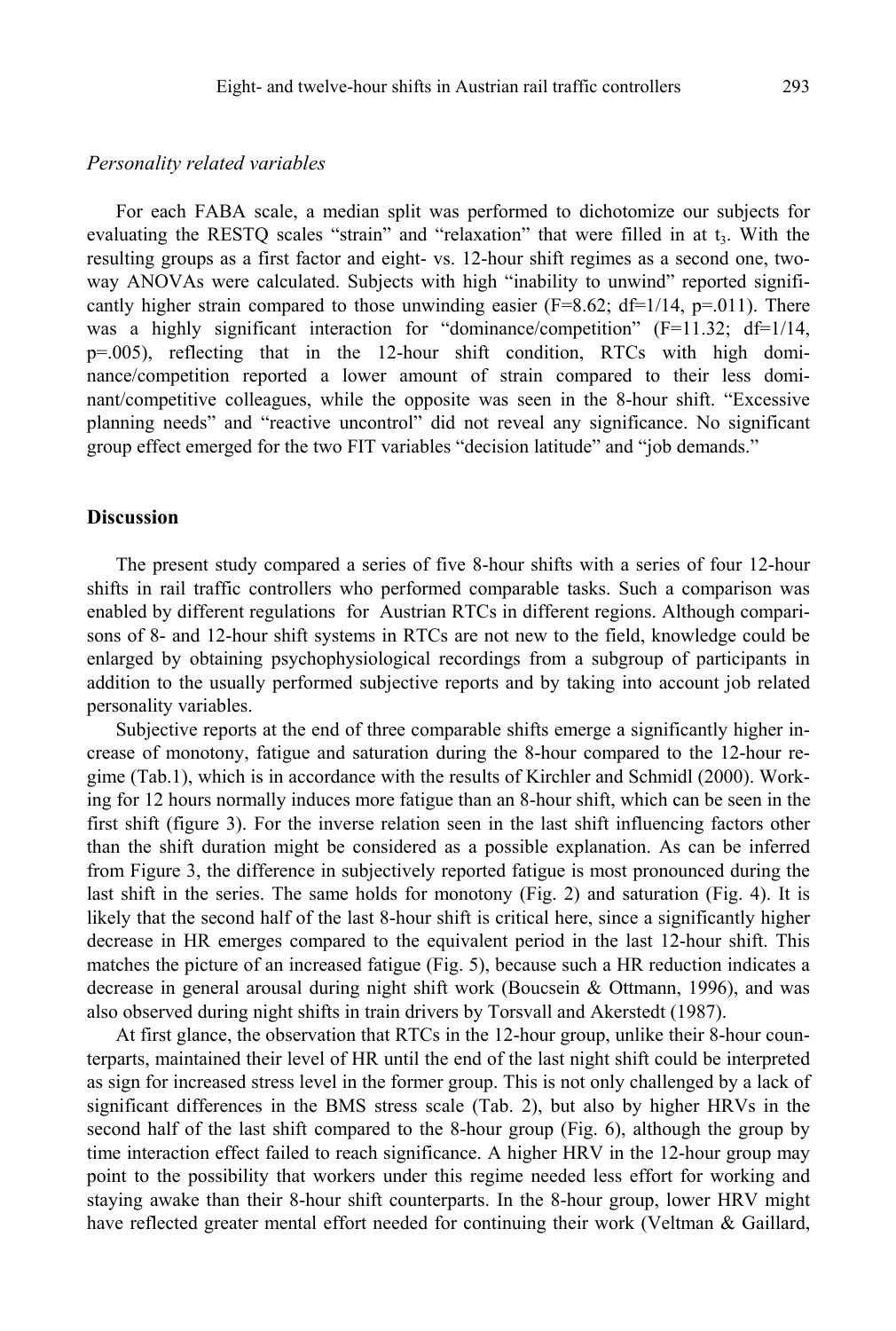*Personality related variables*

For each FABA scale, a median split was performed to dichotomize our subjects for evaluating the RESTQ scales "strain" and "relaxation" that were filled in at $t_3$. With the resulting groups as a first factor and eight- vs. 12-hour shift regimes as a second one, two-way ANOVAs were calculated. Subjects with high "inability to unwind" reported significantly higher strain compared to those unwinding easier ($F=8.62$; $df=1/14$, $p=.011$). There was a highly significant interaction for "dominance/competition" ($F=11.32$; $df=1/14$, $p=.005$), reflecting that in the 12-hour shift condition, RTCs with high dominance/competition reported a lower amount of strain compared to their less dominant/competitive colleagues, while the opposite was seen in the 8-hour shift. "Excessive planning needs" and "reactive uncontrol" did not reveal any significance. No significant group effect emerged for the two FIT variables "decision latitude" and "job demands."

## Discussion

The present study compared a series of five 8-hour shifts with a series of four 12-hour shifts in rail traffic controllers who performed comparable tasks. Such a comparison was enabled by different regulations for Austrian RTCs in different regions. Although comparisons of 8- and 12-hour shift systems in RTCs are not new to the field, knowledge could be enlarged by obtaining psychophysiological recordings from a subgroup of participants in addition to the usually performed subjective reports and by taking into account job related personality variables.

Subjective reports at the end of three comparable shifts emerge a significantly higher increase of monotony, fatigue and saturation during the 8-hour compared to the 12-hour regime (Tab.1), which is in accordance with the results of Kirchler and Schmidl (2000). Working for 12 hours normally induces more fatigue than an 8-hour shift, which can be seen in the first shift (figure 3). For the inverse relation seen in the last shift influencing factors other than the shift duration might be considered as a possible explanation. As can be inferred from Figure 3, the difference in subjectively reported fatigue is most pronounced during the last shift in the series. The same holds for monotony (Fig. 2) and saturation (Fig. 4). It is likely that the second half of the last 8-hour shift is critical here, since a significantly higher decrease in HR emerges compared to the equivalent period in the last 12-hour shift. This matches the picture of an increased fatigue (Fig. 5), because such a HR reduction indicates a decrease in general arousal during night shift work (Boucsein & Ottmann, 1996), and was also observed during night shifts in train drivers by Torsvall and Akerstedt (1987).

At first glance, the observation that RTCs in the 12-hour group, unlike their 8-hour counterparts, maintained their level of HR until the end of the last night shift could be interpreted as sign for increased stress level in the former group. This is not only challenged by a lack of significant differences in the BMS stress scale (Tab. 2), but also by higher HRVs in the second half of the last shift compared to the 8-hour group (Fig. 6), although the group by time interaction effect failed to reach significance. A higher HRV in the 12-hour group may point to the possibility that workers under this regime needed less effort for working and staying awake than their 8-hour shift counterparts. In the 8-hour group, lower HRV might have reflected greater mental effort needed for continuing their work (Veltman & Gaillard,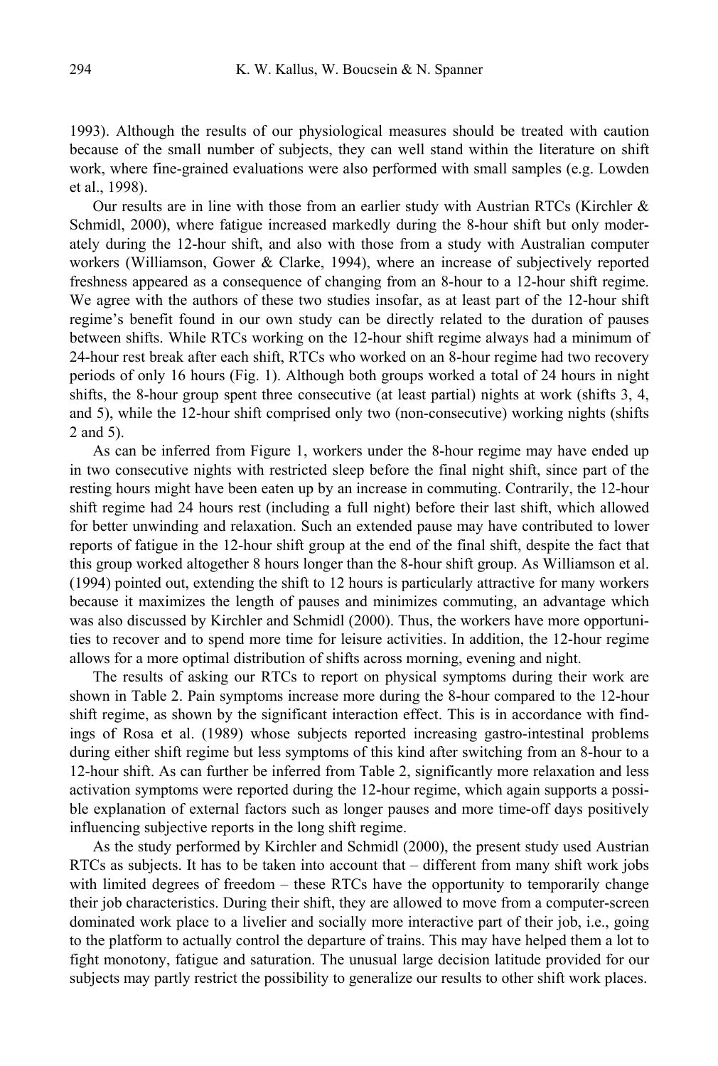1993). Although the results of our physiological measures should be treated with caution because of the small number of subjects, they can well stand within the literature on shift work, where fine-grained evaluations were also performed with small samples (e.g. Lowden et al., 1998).

Our results are in line with those from an earlier study with Austrian RTCs (Kirchler & Schmidl, 2000), where fatigue increased markedly during the 8-hour shift but only moderately during the 12-hour shift, and also with those from a study with Australian computer workers (Williamson, Gower & Clarke, 1994), where an increase of subjectively reported freshness appeared as a consequence of changing from an 8-hour to a 12-hour shift regime. We agree with the authors of these two studies insofar, as at least part of the 12-hour shift regime's benefit found in our own study can be directly related to the duration of pauses between shifts. While RTCs working on the 12-hour shift regime always had a minimum of 24-hour rest break after each shift, RTCs who worked on an 8-hour regime had two recovery periods of only 16 hours (Fig. 1). Although both groups worked a total of 24 hours in night shifts, the 8-hour group spent three consecutive (at least partial) nights at work (shifts 3, 4, and 5), while the 12-hour shift comprised only two (non-consecutive) working nights (shifts 2 and 5).

As can be inferred from Figure 1, workers under the 8-hour regime may have ended up in two consecutive nights with restricted sleep before the final night shift, since part of the resting hours might have been eaten up by an increase in commuting. Contrarily, the 12-hour shift regime had 24 hours rest (including a full night) before their last shift, which allowed for better unwinding and relaxation. Such an extended pause may have contributed to lower reports of fatigue in the 12-hour shift group at the end of the final shift, despite the fact that this group worked altogether 8 hours longer than the 8-hour shift group. As Williamson et al. (1994) pointed out, extending the shift to 12 hours is particularly attractive for many workers because it maximizes the length of pauses and minimizes commuting, an advantage which was also discussed by Kirchler and Schmidl (2000). Thus, the workers have more opportunities to recover and to spend more time for leisure activities. In addition, the 12-hour regime allows for a more optimal distribution of shifts across morning, evening and night.

The results of asking our RTCs to report on physical symptoms during their work are shown in Table 2. Pain symptoms increase more during the 8-hour compared to the 12-hour shift regime, as shown by the significant interaction effect. This is in accordance with findings of Rosa et al. (1989) whose subjects reported increasing gastro-intestinal problems during either shift regime but less symptoms of this kind after switching from an 8-hour to a 12-hour shift. As can further be inferred from Table 2, significantly more relaxation and less activation symptoms were reported during the 12-hour regime, which again supports a possible explanation of external factors such as longer pauses and more time-off days positively influencing subjective reports in the long shift regime.

As the study performed by Kirchler and Schmidl (2000), the present study used Austrian RTCs as subjects. It has to be taken into account that – different from many shift work jobs with limited degrees of freedom – these RTCs have the opportunity to temporarily change their job characteristics. During their shift, they are allowed to move from a computer-screen dominated work place to a livelier and socially more interactive part of their job, i.e., going to the platform to actually control the departure of trains. This may have helped them a lot to fight monotony, fatigue and saturation. The unusual large decision latitude provided for our subjects may partly restrict the possibility to generalize our results to other shift work places.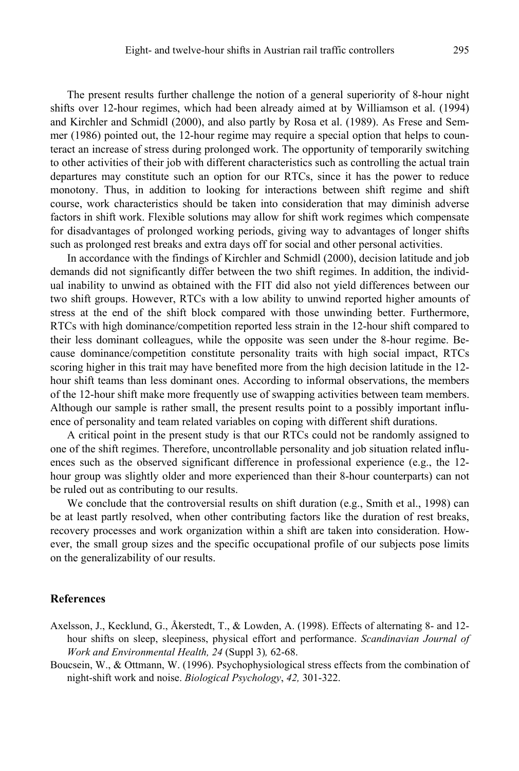The present results further challenge the notion of a general superiority of 8-hour night shifts over 12-hour regimes, which had been already aimed at by Williamson et al. (1994) and Kirchler and Schmidl (2000), and also partly by Rosa et al. (1989). As Frese and Semmer (1986) pointed out, the 12-hour regime may require a special option that helps to counteract an increase of stress during prolonged work. The opportunity of temporarily switching to other activities of their job with different characteristics such as controlling the actual train departures may constitute such an option for our RTCs, since it has the power to reduce monotony. Thus, in addition to looking for interactions between shift regime and shift course, work characteristics should be taken into consideration that may diminish adverse factors in shift work. Flexible solutions may allow for shift work regimes which compensate for disadvantages of prolonged working periods, giving way to advantages of longer shifts such as prolonged rest breaks and extra days off for social and other personal activities.

In accordance with the findings of Kirchler and Schmidl (2000), decision latitude and job demands did not significantly differ between the two shift regimes. In addition, the individual inability to unwind as obtained with the FIT did also not yield differences between our two shift groups. However, RTCs with a low ability to unwind reported higher amounts of stress at the end of the shift block compared with those unwinding better. Furthermore, RTCs with high dominance/competition reported less strain in the 12-hour shift compared to their less dominant colleagues, while the opposite was seen under the 8-hour regime. Because dominance/competition constitute personality traits with high social impact, RTCs scoring higher in this trait may have benefited more from the high decision latitude in the 12-hour shift teams than less dominant ones. According to informal observations, the members of the 12-hour shift make more frequently use of swapping activities between team members. Although our sample is rather small, the present results point to a possibly important influence of personality and team related variables on coping with different shift durations.

A critical point in the present study is that our RTCs could not be randomly assigned to one of the shift regimes. Therefore, uncontrollable personality and job situation related influences such as the observed significant difference in professional experience (e.g., the 12-hour group was slightly older and more experienced than their 8-hour counterparts) can not be ruled out as contributing to our results.

We conclude that the controversial results on shift duration (e.g., Smith et al., 1998) can be at least partly resolved, when other contributing factors like the duration of rest breaks, recovery processes and work organization within a shift are taken into consideration. However, the small group sizes and the specific occupational profile of our subjects pose limits on the generalizability of our results.

## References

Axelsson, J., Kecklund, G., Åkerstedt, T., & Lowden, A. (1998). Effects of alternating 8- and 12-hour shifts on sleep, sleepiness, physical effort and performance. *Scandinavian Journal of Work and Environmental Health, 24* (Suppl 3)*,* 62-68.

Boucsein, W., & Ottmann, W. (1996). Psychophysiological stress effects from the combination of night-shift work and noise. *Biological Psychology*, *42,* 301-322.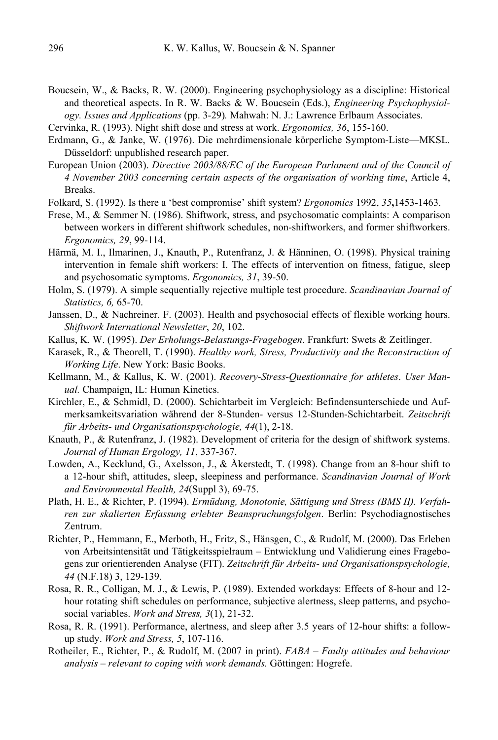Boucsein, W., & Backs, R. W. (2000). Engineering psychophysiology as a discipline: Historical and theoretical aspects. In R. W. Backs & W. Boucsein (Eds.), *Engineering Psychophysiology. Issues and Applications* (pp. 3-29)*.* Mahwah: N. J.: Lawrence Erlbaum Associates.

Cervinka, R. (1993). Night shift dose and stress at work. *Ergonomics, 36*, 155-160.

Erdmann, G., & Janke, W. (1976). Die mehrdimensionale körperliche Symptom-Liste—MKSL*.* Düsseldorf: unpublished research paper.

European Union (2003). *Directive 2003/88/EC of the European Parlament and of the Council of 4 November 2003 concerning certain aspects of the organisation of working time*, Article 4, Breaks.

Folkard, S. (1992). Is there a 'best compromise' shift system? *Ergonomics* 1992, *35***,**1453-1463.

Frese, M., & Semmer N. (1986). Shiftwork, stress, and psychosomatic complaints: A comparison between workers in different shiftwork schedules, non-shiftworkers, and former shiftworkers. *Ergonomics, 29*, 99-114.

Härmä, M. I., Ilmarinen, J., Knauth, P., Rutenfranz, J. & Hänninen, O. (1998). Physical training intervention in female shift workers: I. The effects of intervention on fitness, fatigue, sleep and psychosomatic symptoms. *Ergonomics, 31*, 39-50.

Holm, S. (1979). A simple sequentially rejective multiple test procedure. *Scandinavian Journal of Statistics, 6,* 65-70.

Janssen, D., & Nachreiner. F. (2003). Health and psychosocial effects of flexible working hours. *Shiftwork International Newsletter*, *20*, 102.

Kallus, K. W. (1995). *Der Erholungs-Belastungs-Fragebogen*. Frankfurt: Swets & Zeitlinger.

Karasek, R., & Theorell, T. (1990). *Healthy work, Stress, Productivity and the Reconstruction of Working Life*. New York: Basic Books.

Kellmann, M., & Kallus, K. W. (2001). *Recovery-Stress-Questionnaire for athletes*. *User Manual.* Champaign, IL: Human Kinetics.

Kirchler, E., & Schmidl, D. (2000). Schichtarbeit im Vergleich: Befindensunterschiede und Aufmerksamkeitsvariation während der 8-Stunden- versus 12-Stunden-Schichtarbeit. *Zeitschrift für Arbeits- und Organisationspsychologie, 44*(1), 2-18.

Knauth, P., & Rutenfranz, J. (1982). Development of criteria for the design of shiftwork systems. *Journal of Human Ergology, 11*, 337-367.

Lowden, A., Kecklund, G., Axelsson, J., & Åkerstedt, T. (1998). Change from an 8-hour shift to a 12-hour shift, attitudes, sleep, sleepiness and performance. *Scandinavian Journal of Work and Environmental Health, 24*(Suppl 3), 69-75.

Plath, H. E., & Richter, P. (1994). *Ermüdung, Monotonie, Sättigung und Stress (BMS II). Verfahren zur skalierten Erfassung erlebter Beanspruchungsfolgen*. Berlin: Psychodiagnostisches Zentrum.

Richter, P., Hemmann, E., Merboth, H., Fritz, S., Hänsgen, C., & Rudolf, M. (2000). Das Erleben von Arbeitsintensität und Tätigkeitsspielraum – Entwicklung und Validierung eines Fragebogens zur orientierenden Analyse (FIT). *Zeitschrift für Arbeits- und Organisationspsychologie, 44* (N.F.18) 3, 129-139.

Rosa, R. R., Colligan, M. J., & Lewis, P. (1989). Extended workdays: Effects of 8-hour and 12-hour rotating shift schedules on performance, subjective alertness, sleep patterns, and psychosocial variables. *Work and Stress, 3*(1), 21-32.

Rosa, R. R. (1991). Performance, alertness, and sleep after 3.5 years of 12-hour shifts: a follow-up study. *Work and Stress, 5*, 107-116.

Rotheiler, E., Richter, P., & Rudolf, M. (2007 in print). *FABA – Faulty attitudes and behaviour analysis – relevant to coping with work demands.* Göttingen: Hogrefe.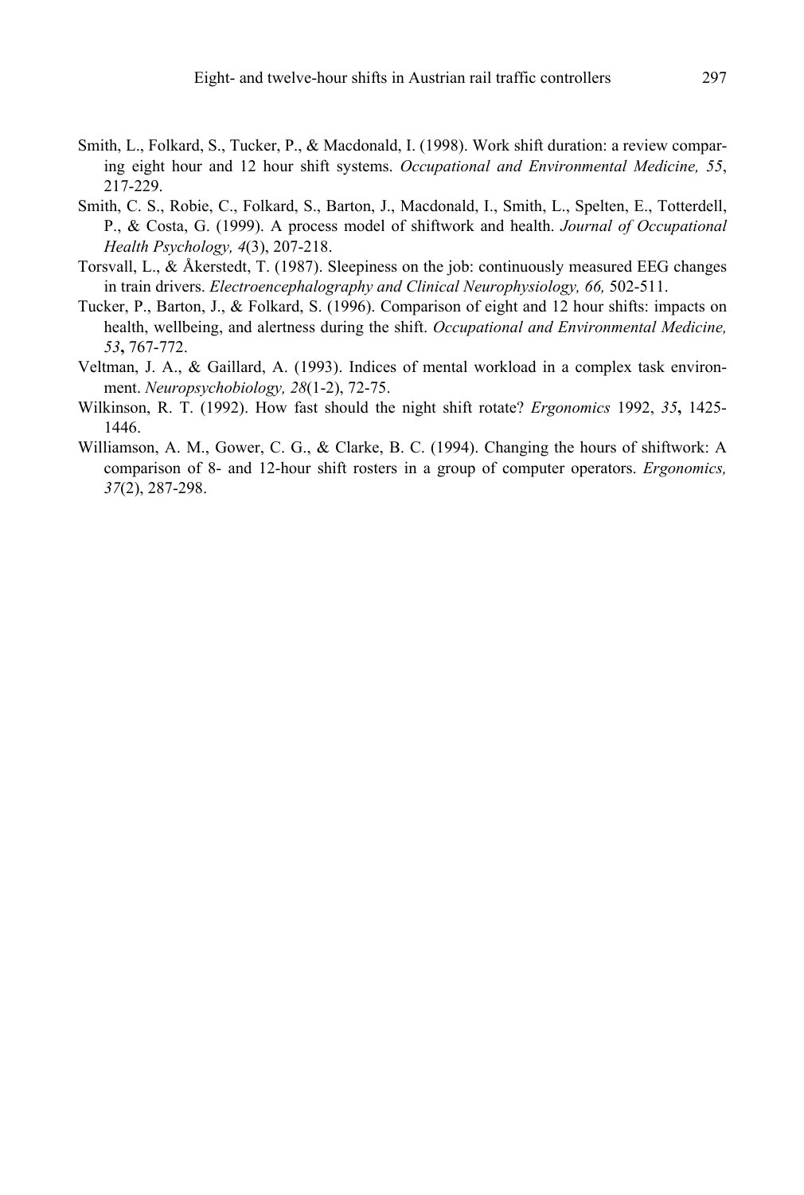Smith, L., Folkard, S., Tucker, P., & Macdonald, I. (1998). Work shift duration: a review comparing eight hour and 12 hour shift systems. *Occupational and Environmental Medicine, 55*, 217-229.

Smith, C. S., Robie, C., Folkard, S., Barton, J., Macdonald, I., Smith, L., Spelten, E., Totterdell, P., & Costa, G. (1999). A process model of shiftwork and health. *Journal of Occupational Health Psychology, 4*(3), 207-218.

Torsvall, L., & Åkerstedt, T. (1987). Sleepiness on the job: continuously measured EEG changes in train drivers. *Electroencephalography and Clinical Neurophysiology, 66,* 502-511.

Tucker, P., Barton, J., & Folkard, S. (1996). Comparison of eight and 12 hour shifts: impacts on health, wellbeing, and alertness during the shift. *Occupational and Environmental Medicine, 53***,** 767-772.

Veltman, J. A., & Gaillard, A. (1993). Indices of mental workload in a complex task environment. *Neuropsychobiology, 28*(1-2), 72-75.

Wilkinson, R. T. (1992). How fast should the night shift rotate? *Ergonomics* 1992, *35***,** 1425-1446.

Williamson, A. M., Gower, C. G., & Clarke, B. C. (1994). Changing the hours of shiftwork: A comparison of 8- and 12-hour shift rosters in a group of computer operators. *Ergonomics, 37*(2), 287-298.